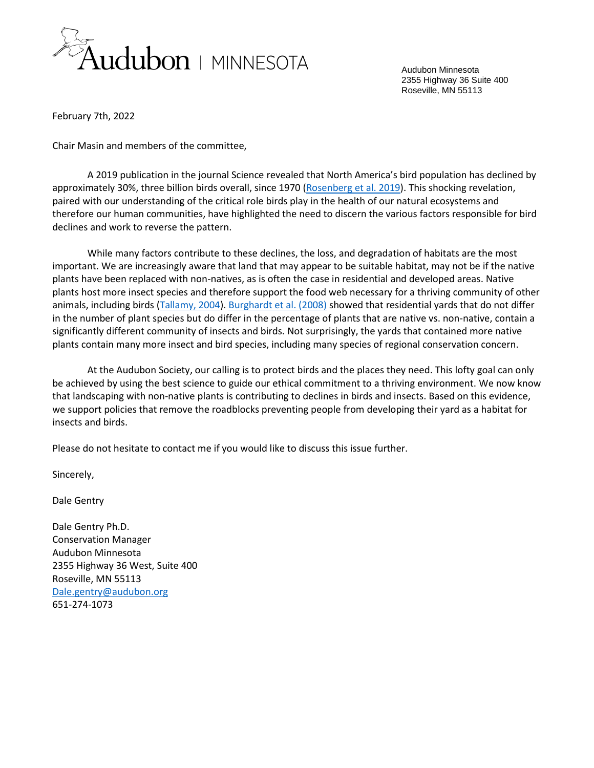Audubon | MINNESOTA

Audubon Minnesota
2355 Highway 36 Suite 400
Roseville, MN 55113

February 7th, 2022

Chair Masin and members of the committee,

A 2019 publication in the journal Science revealed that North America's bird population has declined by approximately 30%, three billion birds overall, since 1970 (Rosenberg et al. 2019). This shocking revelation, paired with our understanding of the critical role birds play in the health of our natural ecosystems and therefore our human communities, have highlighted the need to discern the various factors responsible for bird declines and work to reverse the pattern.

While many factors contribute to these declines, the loss, and degradation of habitats are the most important. We are increasingly aware that land that may appear to be suitable habitat, may not be if the native plants have been replaced with non-natives, as is often the case in residential and developed areas. Native plants host more insect species and therefore support the food web necessary for a thriving community of other animals, including birds (Tallamy, 2004). Burghardt et al. (2008) showed that residential yards that do not differ in the number of plant species but do differ in the percentage of plants that are native vs. non-native, contain a significantly different community of insects and birds. Not surprisingly, the yards that contained more native plants contain many more insect and bird species, including many species of regional conservation concern.

At the Audubon Society, our calling is to protect birds and the places they need. This lofty goal can only be achieved by using the best science to guide our ethical commitment to a thriving environment. We now know that landscaping with non-native plants is contributing to declines in birds and insects. Based on this evidence, we support policies that remove the roadblocks preventing people from developing their yard as a habitat for insects and birds.

Please do not hesitate to contact me if you would like to discuss this issue further.

Sincerely,

Dale Gentry

Dale Gentry Ph.D.
Conservation Manager
Audubon Minnesota
2355 Highway 36 West, Suite 400
Roseville, MN 55113
Dale.gentry@audubon.org
651-274-1073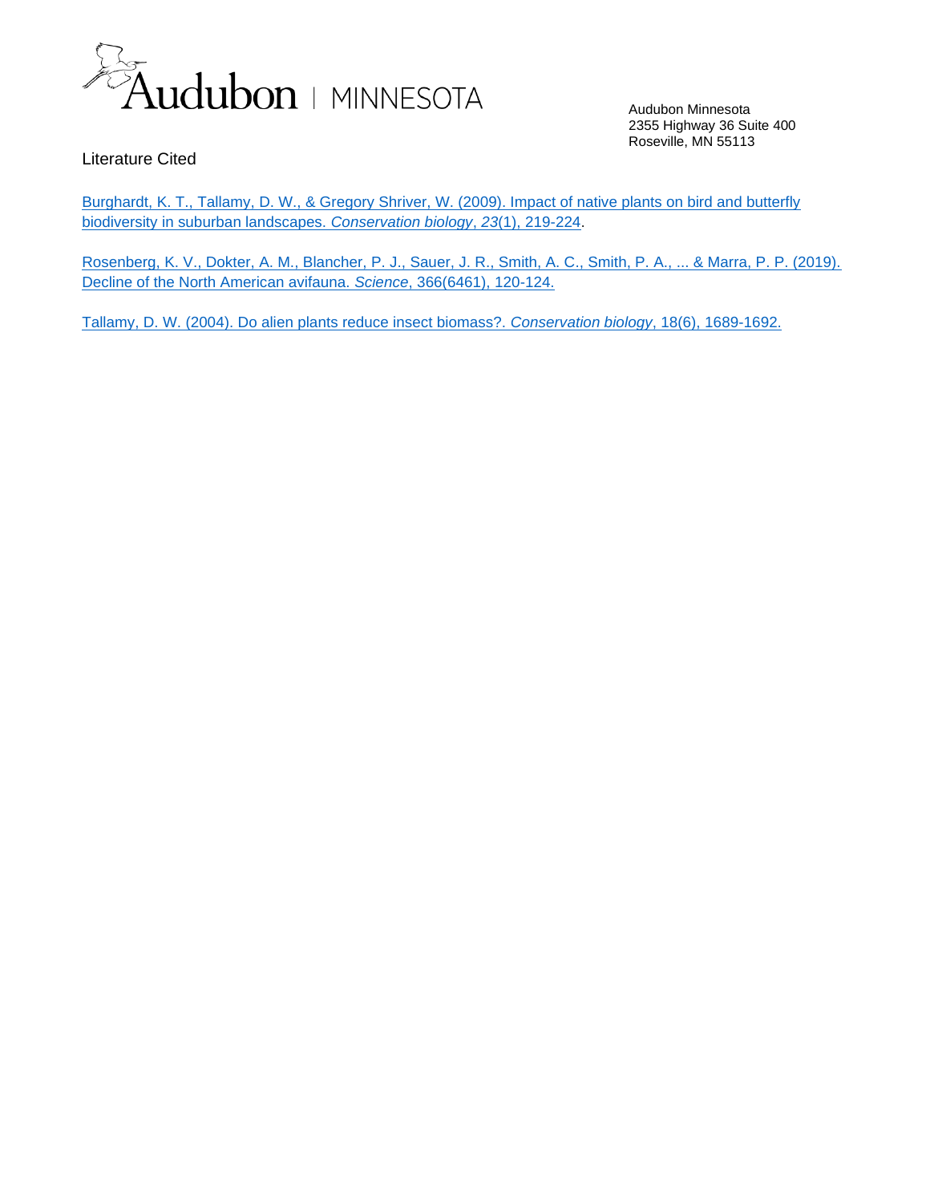Audubon | MINNESOTA

Audubon Minnesota
2355 Highway 36 Suite 400
Roseville, MN 55113

Literature Cited

Burghardt, K. T., Tallamy, D. W., & Gregory Shriver, W. (2009). Impact of native plants on bird and butterfly biodiversity in suburban landscapes. *Conservation biology*, *23*(1), 219-224.

Rosenberg, K. V., Dokter, A. M., Blancher, P. J., Sauer, J. R., Smith, A. C., Smith, P. A., ... & Marra, P. P. (2019). Decline of the North American avifauna. *Science*, 366(6461), 120-124.

Tallamy, D. W. (2004). Do alien plants reduce insect biomass?. *Conservation biology*, 18(6), 1689-1692.